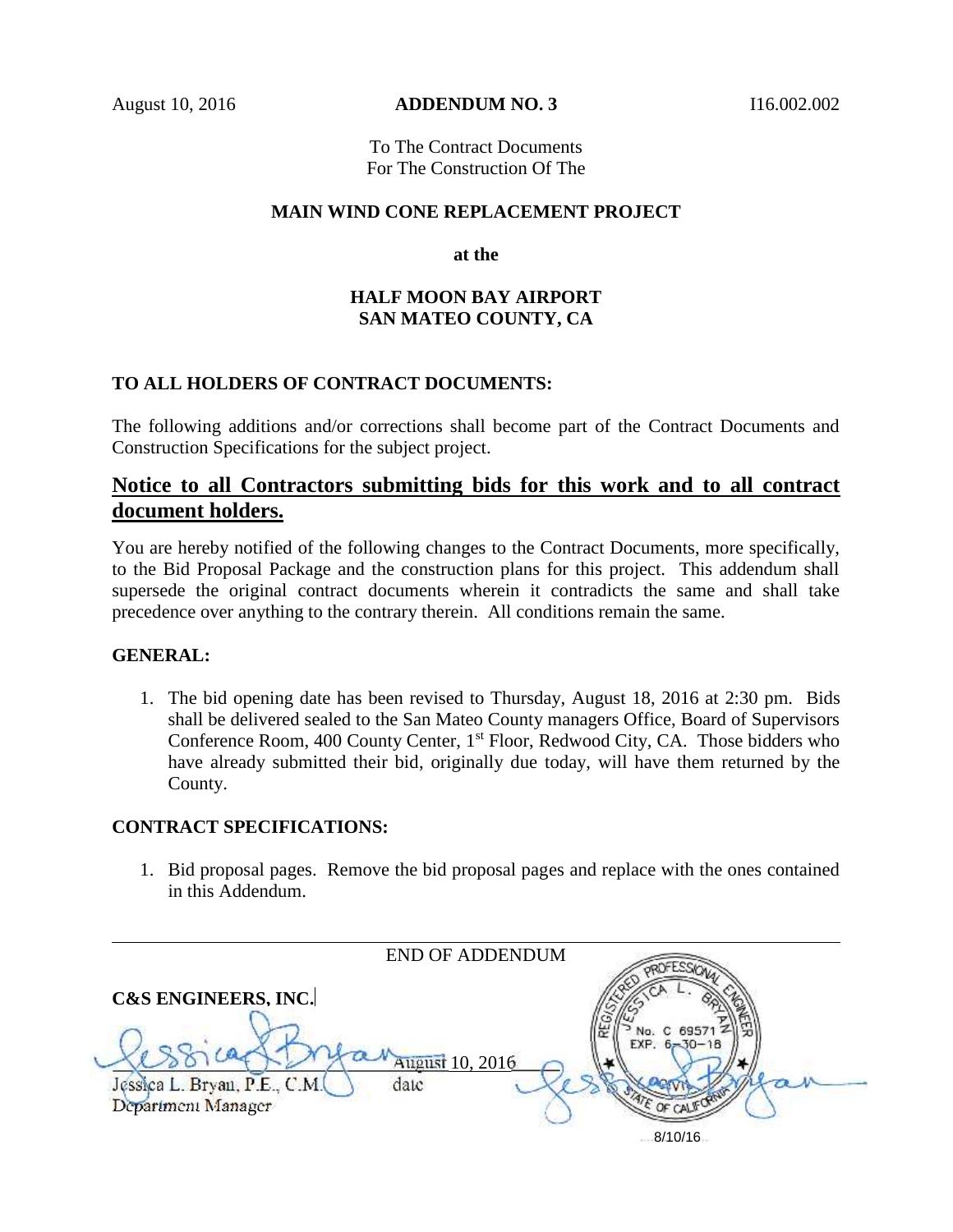August 10, 2016 **ADDENDUM NO. 3** I16.002.002

To The Contract Documents
For The Construction Of The

**MAIN WIND CONE REPLACEMENT PROJECT**

**at the**

**HALF MOON BAY AIRPORT**
**SAN MATEO COUNTY, CA**

**TO ALL HOLDERS OF CONTRACT DOCUMENTS:**

The following additions and/or corrections shall become part of the Contract Documents and Construction Specifications for the subject project.

## Notice to all Contractors submitting bids for this work and to all contract document holders.

You are hereby notified of the following changes to the Contract Documents, more specifically, to the Bid Proposal Package and the construction plans for this project. This addendum shall supersede the original contract documents wherein it contradicts the same and shall take precedence over anything to the contrary therein. All conditions remain the same.

**GENERAL:**

1. The bid opening date has been revised to Thursday, August 18, 2016 at 2:30 pm. Bids shall be delivered sealed to the San Mateo County managers Office, Board of Supervisors Conference Room, 400 County Center, 1st Floor, Redwood City, CA. Those bidders who have already submitted their bid, originally due today, will have them returned by the County.

**CONTRACT SPECIFICATIONS:**

1. Bid proposal pages. Remove the bid proposal pages and replace with the ones contained in this Addendum.

---

END OF ADDENDUM

**C&S ENGINEERS, INC.**

Jessica L. Bryan, P.E., C.M. — August 10, 2016 (date)
Department Manager

REGISTERED PROFESSIONAL ENGINEER
JESSICA L. BRYAN
No. C 69571
EXP. 6-30-18
CIVIL
STATE OF CALIFORNIA

8/10/16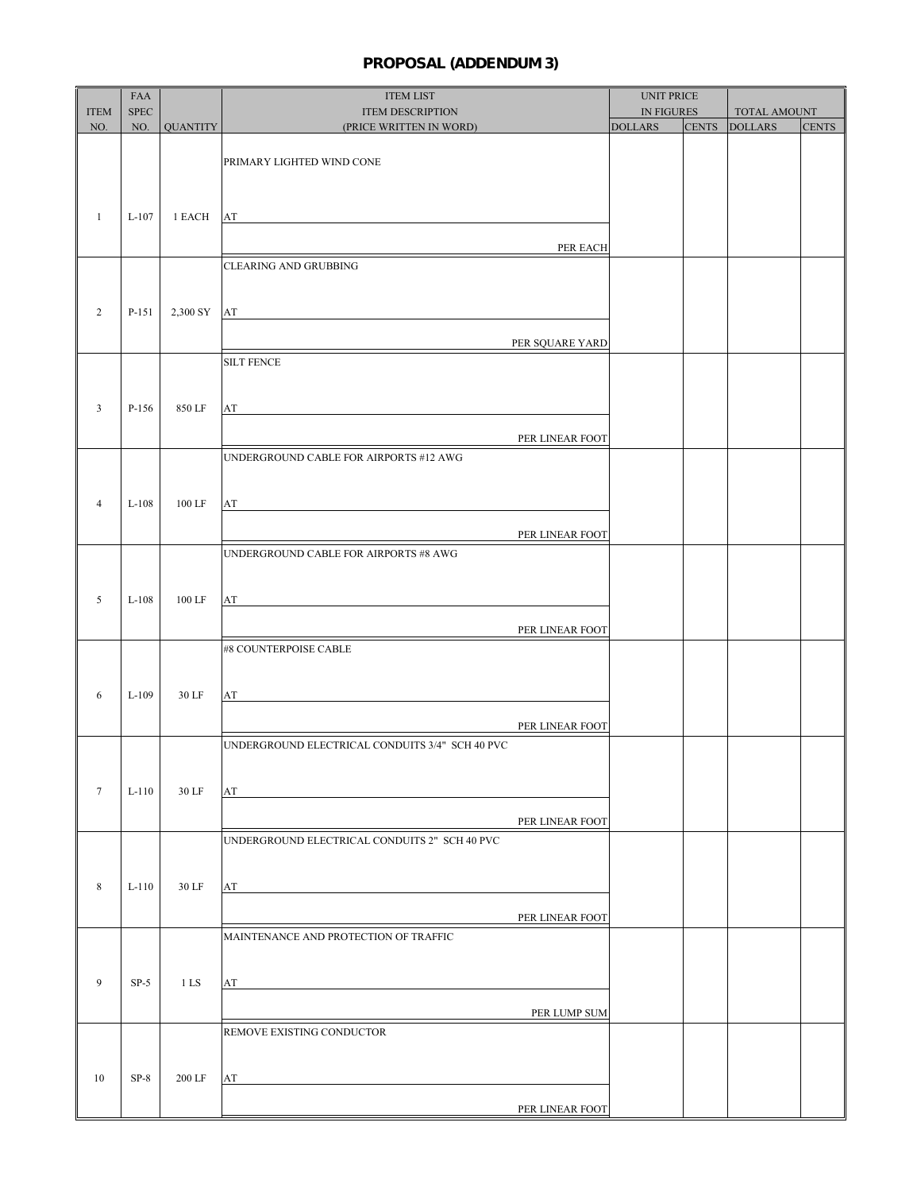## PROPOSAL (ADDENDUM 3)

| ITEM NO. | FAA SPEC NO. | QUANTITY | ITEM LIST ITEM DESCRIPTION (PRICE WRITTEN IN WORD) | UNIT PRICE IN FIGURES DOLLARS | CENTS | TOTAL AMOUNT DOLLARS | CENTS |
|---|---|---|---|---|---|---|---|
| 1 | L-107 | 1 EACH | PRIMARY LIGHTED WIND CONE<br>AT<br>PER EACH | | | | |
| 2 | P-151 | 2,300 SY | CLEARING AND GRUBBING<br>AT<br>PER SQUARE YARD | | | | |
| 3 | P-156 | 850 LF | SILT FENCE<br>AT<br>PER LINEAR FOOT | | | | |
| 4 | L-108 | 100 LF | UNDERGROUND CABLE FOR AIRPORTS #12 AWG<br>AT<br>PER LINEAR FOOT | | | | |
| 5 | L-108 | 100 LF | UNDERGROUND CABLE FOR AIRPORTS #8 AWG<br>AT<br>PER LINEAR FOOT | | | | |
| 6 | L-109 | 30 LF | #8 COUNTERPOISE CABLE<br>AT<br>PER LINEAR FOOT | | | | |
| 7 | L-110 | 30 LF | UNDERGROUND ELECTRICAL CONDUITS 3/4" SCH 40 PVC<br>AT<br>PER LINEAR FOOT | | | | |
| 8 | L-110 | 30 LF | UNDERGROUND ELECTRICAL CONDUITS 2" SCH 40 PVC<br>AT<br>PER LINEAR FOOT | | | | |
| 9 | SP-5 | 1 LS | MAINTENANCE AND PROTECTION OF TRAFFIC<br>AT<br>PER LUMP SUM | | | | |
| 10 | SP-8 | 200 LF | REMOVE EXISTING CONDUCTOR<br>AT<br>PER LINEAR FOOT | | | | |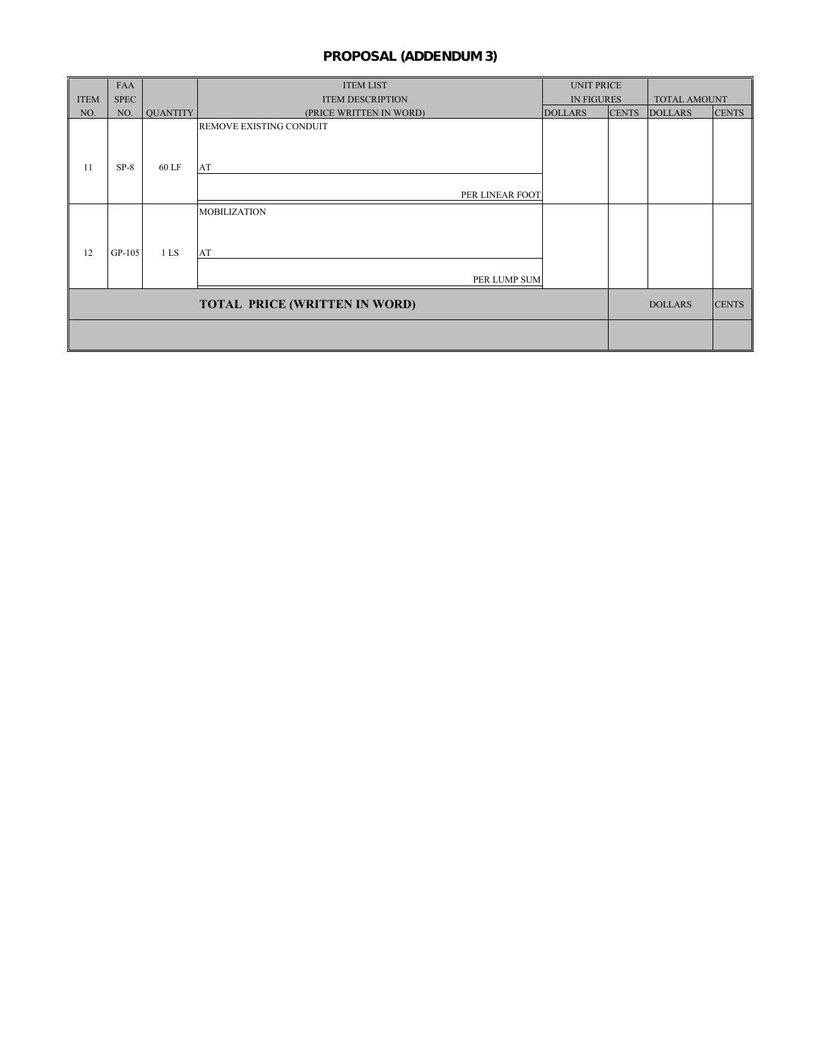## PROPOSAL (ADDENDUM 3)

| ITEM NO. | FAA SPEC NO. | QUANTITY | ITEM LIST ITEM DESCRIPTION (PRICE WRITTEN IN WORD) | UNIT PRICE IN FIGURES | | TOTAL AMOUNT | |
|---|---|---|---|---|---|---|---|
| | | | | DOLLARS | CENTS | DOLLARS | CENTS |
| 11 | SP-8 | 60 LF | REMOVE EXISTING CONDUIT<br>AT<br>PER LINEAR FOOT | | | | |
| 12 | GP-105 | 1 LS | MOBILIZATION<br>AT<br>PER LUMP SUM | | | | |
| **TOTAL PRICE (WRITTEN IN WORD)** | | | | | | DOLLARS | CENTS |
| | | | | | | | |